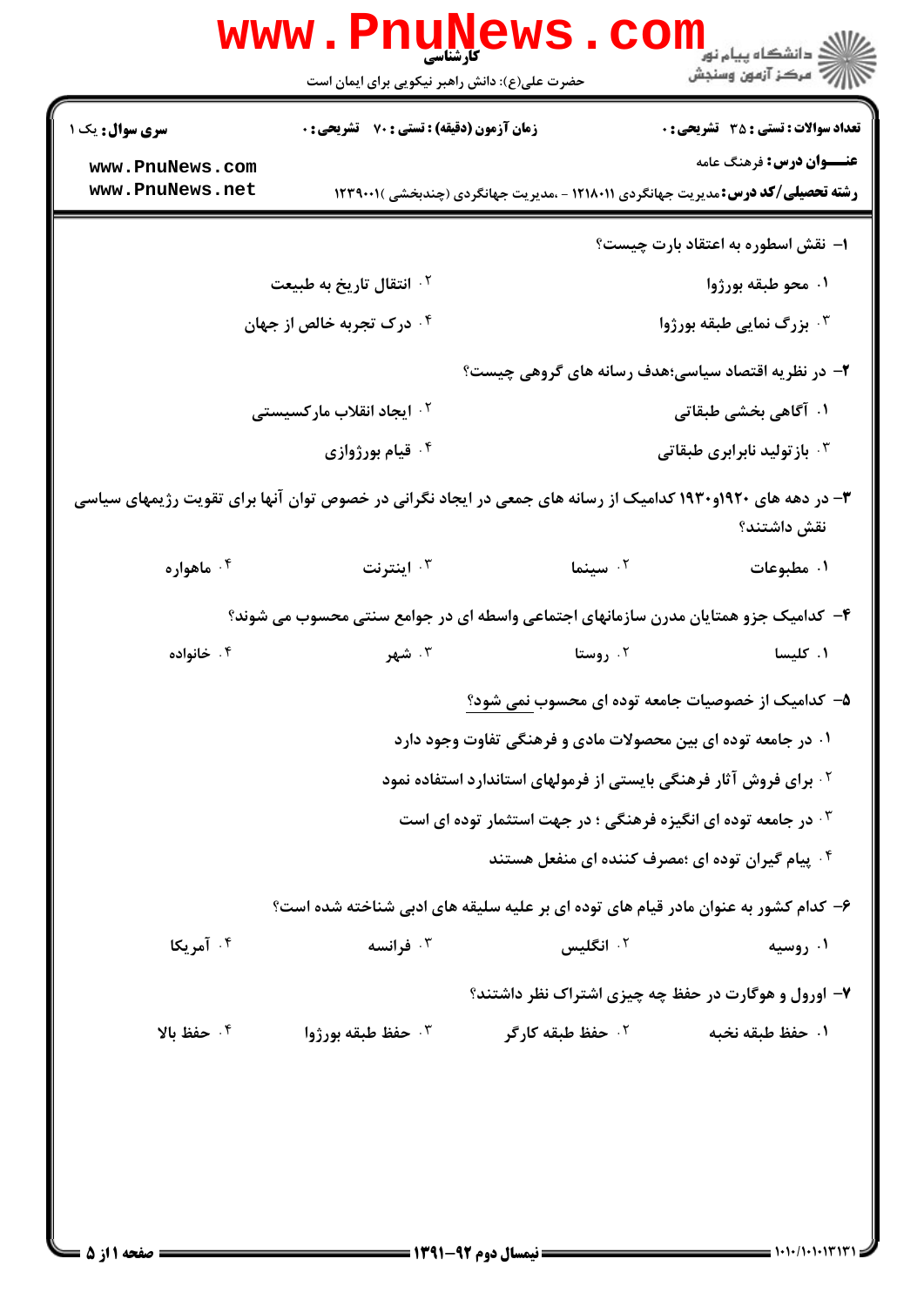**کارشناسی**

حضرت علی(ع): دانش راهبر نیکویی برای ایمان است

دانشگاه پیام نور
مرکز آزمون وسنجش

**سری سوال:** یک ۱

**زمان آزمون (دقیقه) : تستی :** ۷۰ **تشریحی :** ۰

**تعداد سوالات : تستی :** ۳۵ **تشریحی :** ۰

**عنـــوان درس:** فرهنگ عامه

**رشته تحصیلی/کد درس:** مدیریت جهانگردی ۱۲۱۸۰۱۱ - ،مدیریت جهانگردی (چندبخشی )۱۲۳۹۰۰۱

۱- نقش اسطوره به اعتقاد بارت چیست؟

۱. محو طبقه بورژوا
۲. انتقال تاریخ به طبیعت
۳. بزرگ نمایی طبقه بورژوا
۴. درک تجربه خالص از جهان

۲- در نظریه اقتصاد سیاسی؛هدف رسانه های گروهی چیست؟

۱. آگاهی بخشی طبقاتی
۲. ایجاد انقلاب مارکسیستی
۳. بازتولید نابرابری طبقاتی
۴. قیام بورژوازی

۳- در دهه های ۱۹۲۰و۱۹۳۰ کدامیک از رسانه های جمعی در ایجاد نگرانی در خصوص توان آنها برای تقویت رژیمهای سیاسی نقش داشتند؟

۱. مطبوعات
۲. سینما
۳. اینترنت
۴. ماهواره

۴- کدامیک جزو همتایان مدرن سازمانهای اجتماعی واسطه ای در جوامع سنتی محسوب می شوند؟

۱. کلیسا
۲. روستا
۳. شهر
۴. خانواده

۵- کدامیک از خصوصیات جامعه توده ای محسوب <u>نمی شود</u>؟

۱. در جامعه توده ای بین محصولات مادی و فرهنگی تفاوت وجود دارد
۲. برای فروش آثار فرهنگی بایستی از فرمولهای استاندارد استفاده نمود
۳. در جامعه توده ای انگیزه فرهنگی ؛ در جهت استثمار توده ای است
۴. پیام گیران توده ای ؛مصرف کننده ای منفعل هستند

۶- کدام کشور به عنوان مادر قیام های توده ای بر علیه سلیقه های ادبی شناخته شده است؟

۱. روسیه
۲. انگلیس
۳. فرانسه
۴. آمریکا

۷- اورول و هوگارت در حفظ چه چیزی اشتراک نظر داشتند؟

۱. حفظ طبقه نخبه
۲. حفظ طبقه کارگر
۳. حفظ طبقه بورژوا
۴. حفظ بالا

نیمسال دوم ۹۲-۱۳۹۱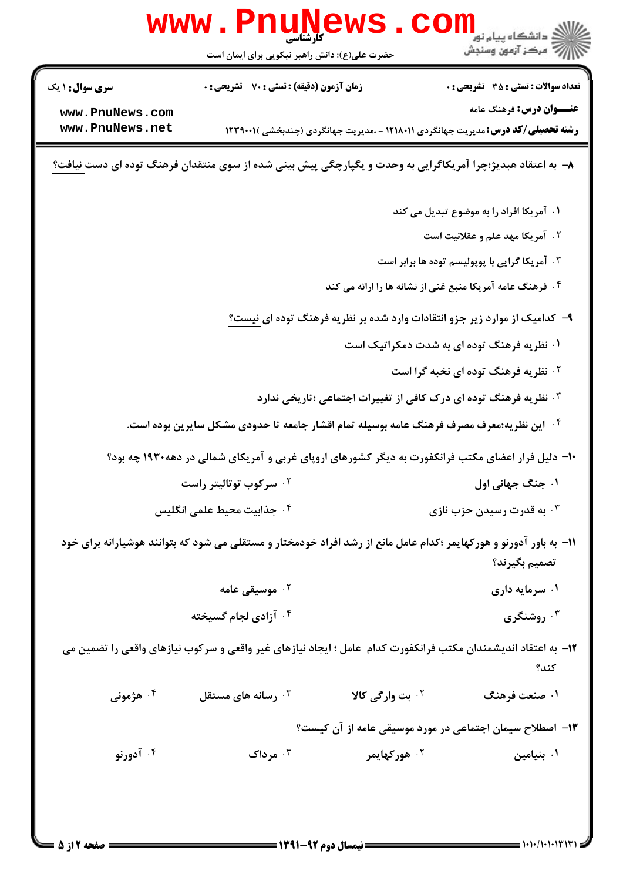کارشناسی

حضرت علی(ع): دانش راهبر نیکویی برای ایمان است

**سری سوال:** ۱ یک

**زمان آزمون (دقیقه) : تستی :** ۷۰ **تشریحی :** ۰

**تعداد سوالات : تستی :** ۳۵ **تشریحی :** ۰

**عنـــوان درس:** فرهنگ عامه

**رشته تحصیلی/کد درس:** مدیریت جهانگردی ۱۲۱۸۰۱۱ - ،مدیریت جهانگردی (چندبخشی )۱۲۳۹۰۰۱

۸– به اعتقاد هبدیژ؛چرا آمریکاگرایی به وحدت و یکپارچگی پیش بینی شده از سوی منتقدان فرهنگ توده ای دست نیافت؟

۱. آمریکا افراد را به موضوع تبدیل می کند

۲. آمریکا مهد علم و عقلانیت است

۳. آمریکا گرایی با پوپولیسم توده ها برابر است

۴. فرهنگ عامه آمریکا منبع غنی از نشانه ها را ارائه می کند

۹– کدامیک از موارد زیر جزو انتقادات وارد شده بر نظریه فرهنگ توده ای نیست؟

۱. نظریه فرهنگ توده ای به شدت دمکراتیک است

۲. نظریه فرهنگ توده ای نخبه گرا است

۳. نظریه فرهنگ توده ای درک کافی از تغییرات اجتماعی ؛تاریخی ندارد

۴. این نظریه؛معرف مصرف فرهنگ عامه بوسیله تمام اقشار جامعه تا حدودی مشکل سایرین بوده است.

۱۰– دلیل فرار اعضای مکتب فرانکفورت به دیگر کشورهای اروپای غربی و آمریکای شمالی در دهه۱۹۳۰ چه بود؟

۱. جنگ جهانی اول

۲. سرکوب توتالیتر راست

۳. به قدرت رسیدن حزب نازی

۴. جذابیت محیط علمی انگلیس

۱۱– به باور آدورنو و هورکهایمر ؛کدام عامل مانع از رشد افراد خودمختار و مستقلی می شود که بتوانند هوشیارانه برای خود تصمیم بگیرند؟

۱. سرمایه داری

۲. موسیقی عامه

۳. روشنگری

۴. آزادی لجام گسیخته

۱۲– به اعتقاد اندیشمندان مکتب فرانکفورت کدام عامل ؛ ایجاد نیازهای غیر واقعی و سرکوب نیازهای واقعی را تضمین می کند؟

۱. صنعت فرهنگ

۲. بت وارگی کالا

۳. رسانه های مستقل

۴. هژمونی

۱۳– اصطلاح سیمان اجتماعی در مورد موسیقی عامه از آن کیست؟

۱. بنیامین

۲. هورکهایمر

۳. مرداک

۴. آدورنو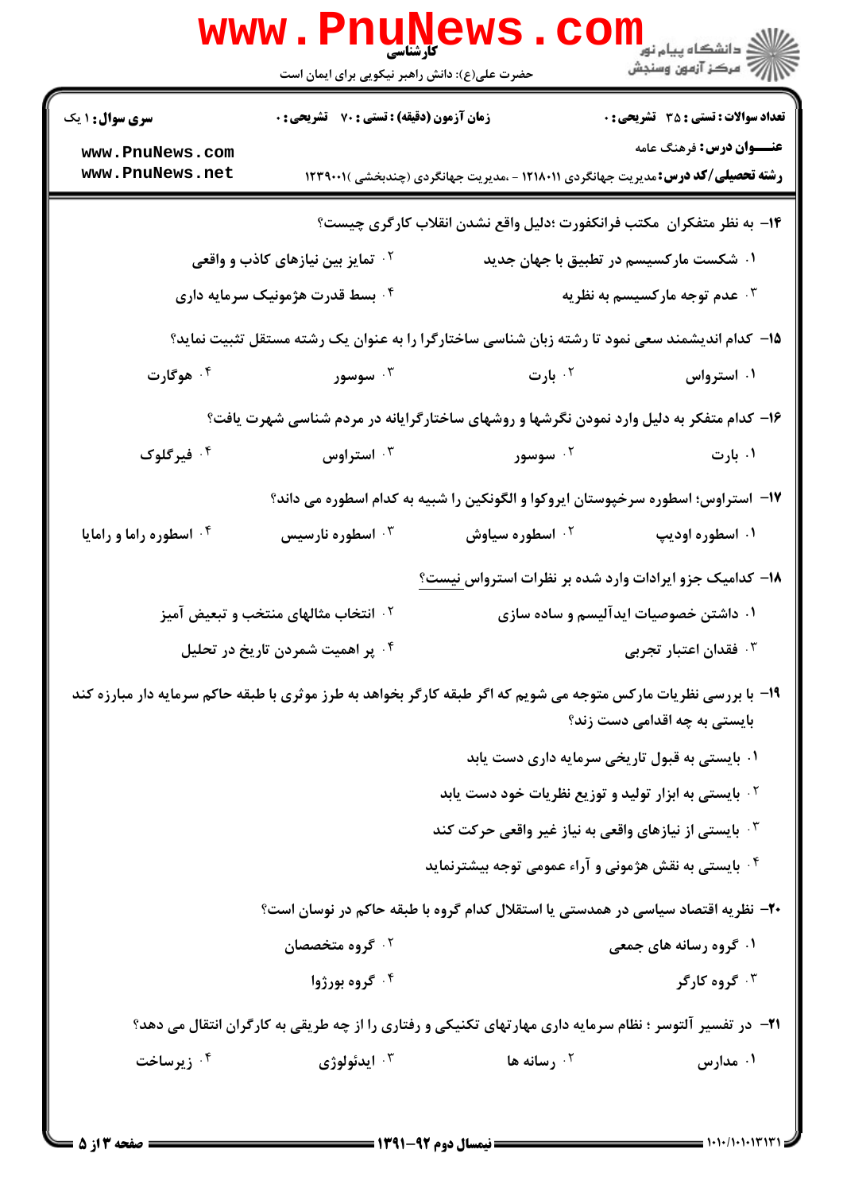۱۴- به نظر متفکران مکتب فرانکفورت ؛دلیل واقع نشدن انقلاب کارگری چیست؟

۱. شکست مارکسیسم در تطبیق با جهان جدید
۲. تمایز بین نیازهای کاذب و واقعی
۳. عدم توجه مارکسیسم به نظریه
۴. بسط قدرت هژمونیک سرمایه داری

۱۵- کدام اندیشمند سعی نمود تا رشته زبان شناسی ساختارگرا را به عنوان یک رشته مستقل تثبیت نماید؟

۱. استراوس
۲. بارت
۳. سوسور
۴. هوگارت

۱۶- کدام متفکر به دلیل وارد نمودن نگرشها و روشهای ساختارگرایانه در مردم شناسی شهرت یافت؟

۱. بارت
۲. سوسور
۳. استراوس
۴. فیرگلوک

۱۷- استراوس؛ اسطوره سرخپوستان ایروکوا و الگونکین را شبیه به کدام اسطوره می داند؟

۱. اسطوره اودیپ
۲. اسطوره سیاوش
۳. اسطوره نارسیس
۴. اسطوره راما و رامایا

۱۸- کدامیک جزو ایرادات وارد شده بر نظرات استرواس نیست؟

۱. داشتن خصوصیات ایدآلیسم و ساده سازی
۲. انتخاب مثالهای منتخب و تبعیض آمیز
۳. فقدان اعتبار تجربی
۴. پر اهمیت شمردن تاریخ در تحلیل

۱۹- با بررسی نظریات مارکس متوجه می شویم که اگر طبقه کارگر بخواهد به طرز موثری با طبقه حاکم سرمایه دار مبارزه کند بایستی به چه اقدامی دست زند؟

۱. بایستی به قبول تاریخی سرمایه داری دست یابد
۲. بایستی به ابزار تولید و توزیع نظریات خود دست یابد
۳. بایستی از نیازهای واقعی به نیاز غیر واقعی حرکت کند
۴. بایستی به نقش هژمونی و آراء عمومی توجه بیشترنماید

۲۰- نظریه اقتصاد سیاسی در همدستی یا استقلال کدام گروه با طبقه حاکم در نوسان است؟

۱. گروه رسانه های جمعی
۲. گروه متخصصان
۳. گروه کارگر
۴. گروه بورژوا

۲۱- در تفسیر آلتوسر ؛ نظام سرمایه داری مهارتهای تکنیکی و رفتاری را از چه طریقی به کارگران انتقال می دهد؟

۱. مدارس
۲. رسانه ها
۳. ایدئولوژی
۴. زیرساخت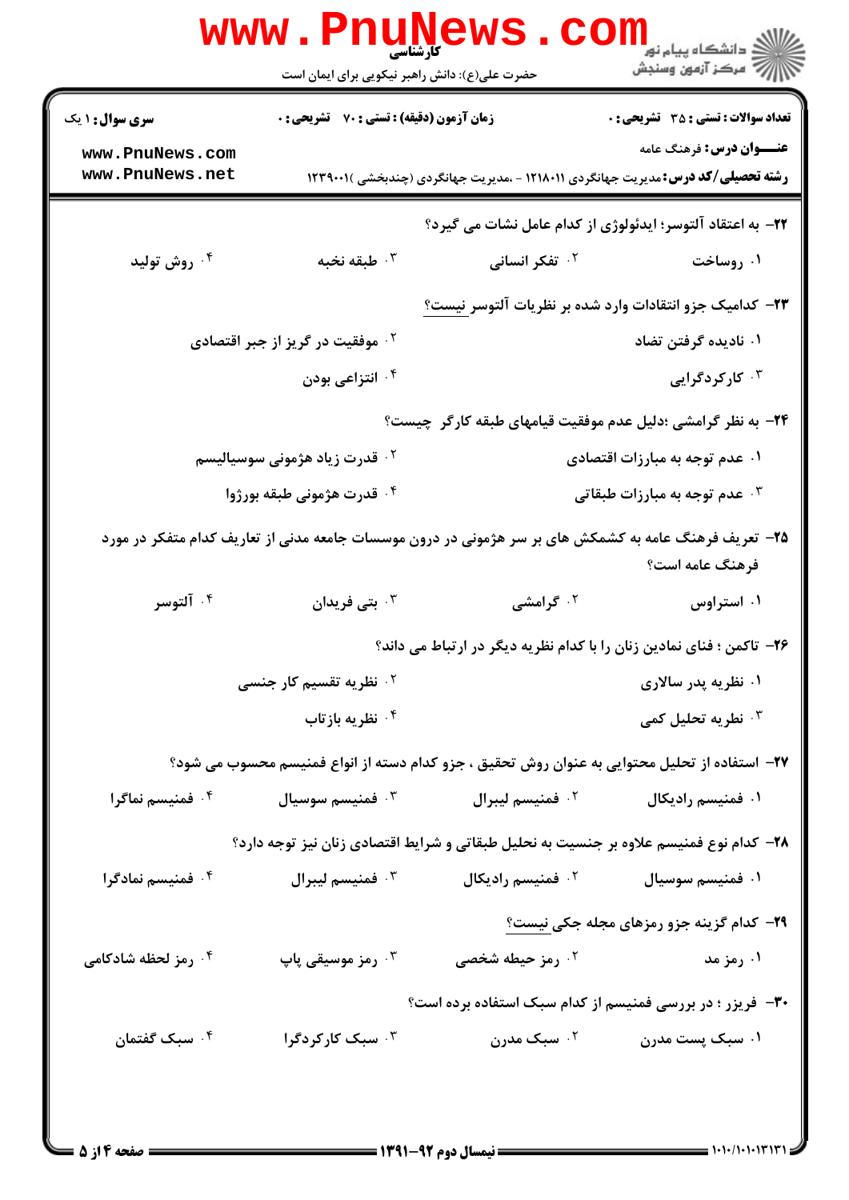۲۲- به اعتقاد آلتوسر؛ ایدئولوژی از کدام عامل نشات می گیرد؟

۱. روساخت
۲. تفکر انسانی
۳. طبقه نخبه
۴. روش تولید

۲۳- کدامیک جزو انتقادات وارد شده بر نظریات آلتوسر نیست؟

۱. نادیده گرفتن تضاد
۲. موفقیت در گریز از جبر اقتصادی
۳. کارکردگرایی
۴. انتزاعی بودن

۲۴- به نظر گرامشی ؛دلیل عدم موفقیت قیامهای طبقه کارگر چیست؟

۱. عدم توجه به مبارزات اقتصادی
۲. قدرت زیاد هژمونی سوسیالیسم
۳. عدم توجه به مبارزات طبقاتی
۴. قدرت هژمونی طبقه بورژوا

۲۵- تعریف فرهنگ عامه به کشمکش های بر سر هژمونی در درون موسسات جامعه مدنی از تعاریف کدام متفکر در مورد فرهنگ عامه است؟

۱. استراوس
۲. گرامشی
۳. بتی فریدان
۴. آلتوسر

۲۶- تاکمن ؛ فنای نمادین زنان را با کدام نظریه دیگر در ارتباط می داند؟

۱. نظریه پدر سالاری
۲. نظریه تقسیم کار جنسی
۳. نظریه تحلیل کمی
۴. نظریه بازتاب

۲۷- استفاده از تحلیل محتوایی به عنوان روش تحقیق ، جزو کدام دسته از انواع فمنیسم محسوب می شود؟

۱. فمنیسم رادیکال
۲. فمنیسم لیبرال
۳. فمنیسم سوسیال
۴. فمنیسم نماگرا

۲۸- کدام نوع فمنیسم علاوه بر جنسیت به تحلیل طبقاتی و شرایط اقتصادی زنان نیز توجه دارد؟

۱. فمنیسم سوسیال
۲. فمنیسم رادیکال
۳. فمنیسم لیبرال
۴. فمنیسم نمادگرا

۲۹- کدام گزینه جزو رمزهای مجله جکی نیست؟

۱. رمز مد
۲. رمز حیطه شخصی
۳. رمز موسیقی پاپ
۴. رمز لحظه شادکامی

۳۰- فریزر ؛ در بررسی فمنیسم از کدام سبک استفاده برده است؟

۱. سبک پست مدرن
۲. سبک مدرن
۳. سبک کارکردگرا
۴. سبک گفتمان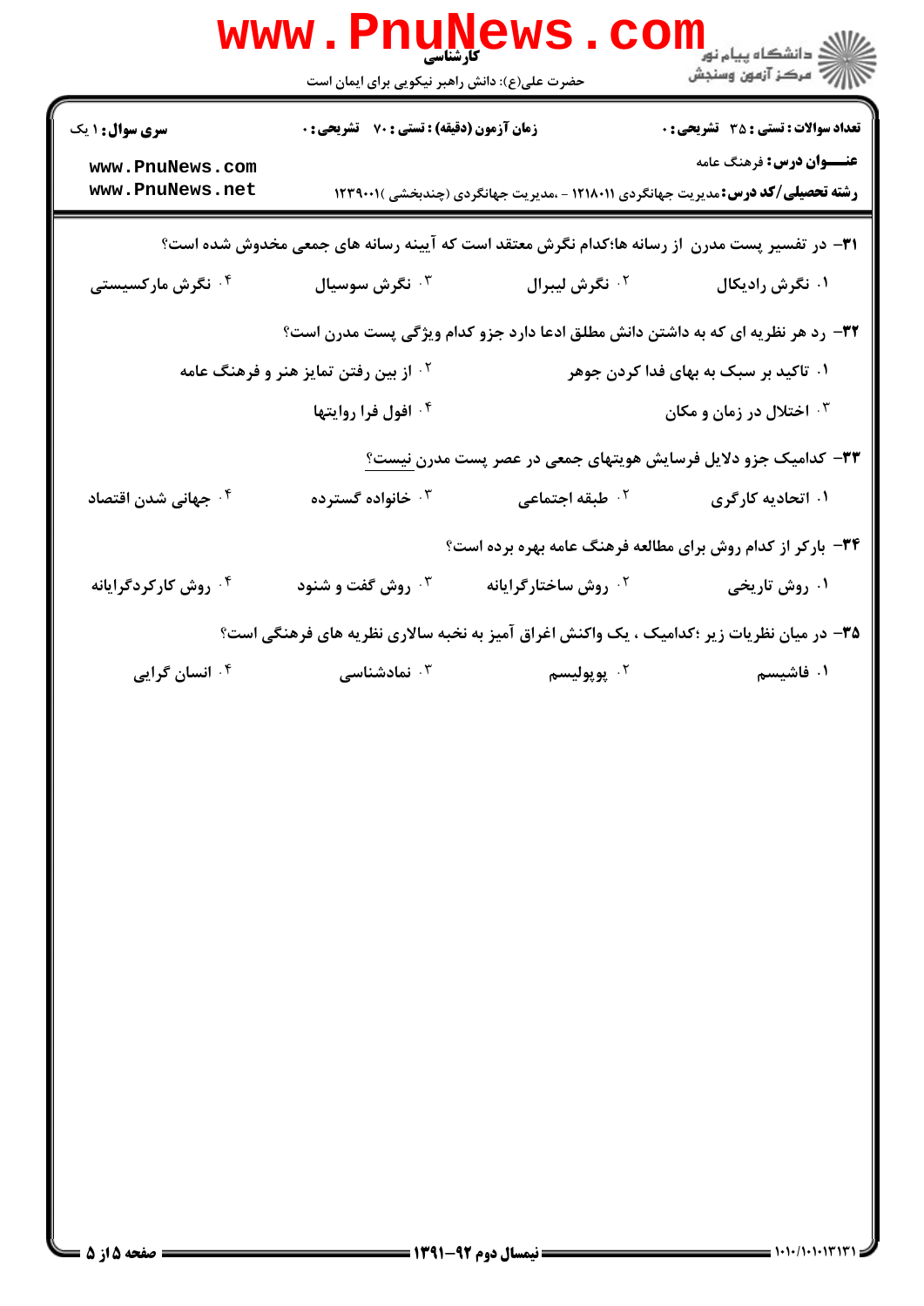۳۱- در تفسیر پست مدرن  از رسانه ها؛کدام نگرش معتقد است که آیینه رسانه های جمعی مخدوش شده است؟

۱. نگرش رادیکال
۲. نگرش لیبرال
۳. نگرش سوسیال
۴. نگرش مارکسیستی

۳۲- رد هر نظریه ای که به داشتن دانش مطلق ادعا دارد جزو کدام ویژگی پست مدرن است؟

۱. تاکید بر سبک به بهای فدا کردن جوهر
۲. از بین رفتن تمایز هنر و فرهنگ عامه
۳. اختلال در زمان و مکان
۴. افول فرا روایتها

۳۳- کدامیک جزو دلایل فرسایش هویتهای جمعی در عصر پست مدرن نیست؟

۱. اتحادیه کارگری
۲. طبقه اجتماعی
۳. خانواده گسترده
۴. جهانی شدن اقتصاد

۳۴- بارکر از کدام روش برای مطالعه فرهنگ عامه بهره برده است؟

۱. روش تاریخی
۲. روش ساختارگرایانه
۳. روش گفت و شنود
۴. روش کارکردگرایانه

۳۵- در میان نظریات زیر ؛کدامیک ، یک واکنش اغراق آمیز به نخبه سالاری نظریه های فرهنگی است؟

۱. فاشیسم
۲. پوپولیسم
۳. نمادشناسی
۴. انسان گرایی